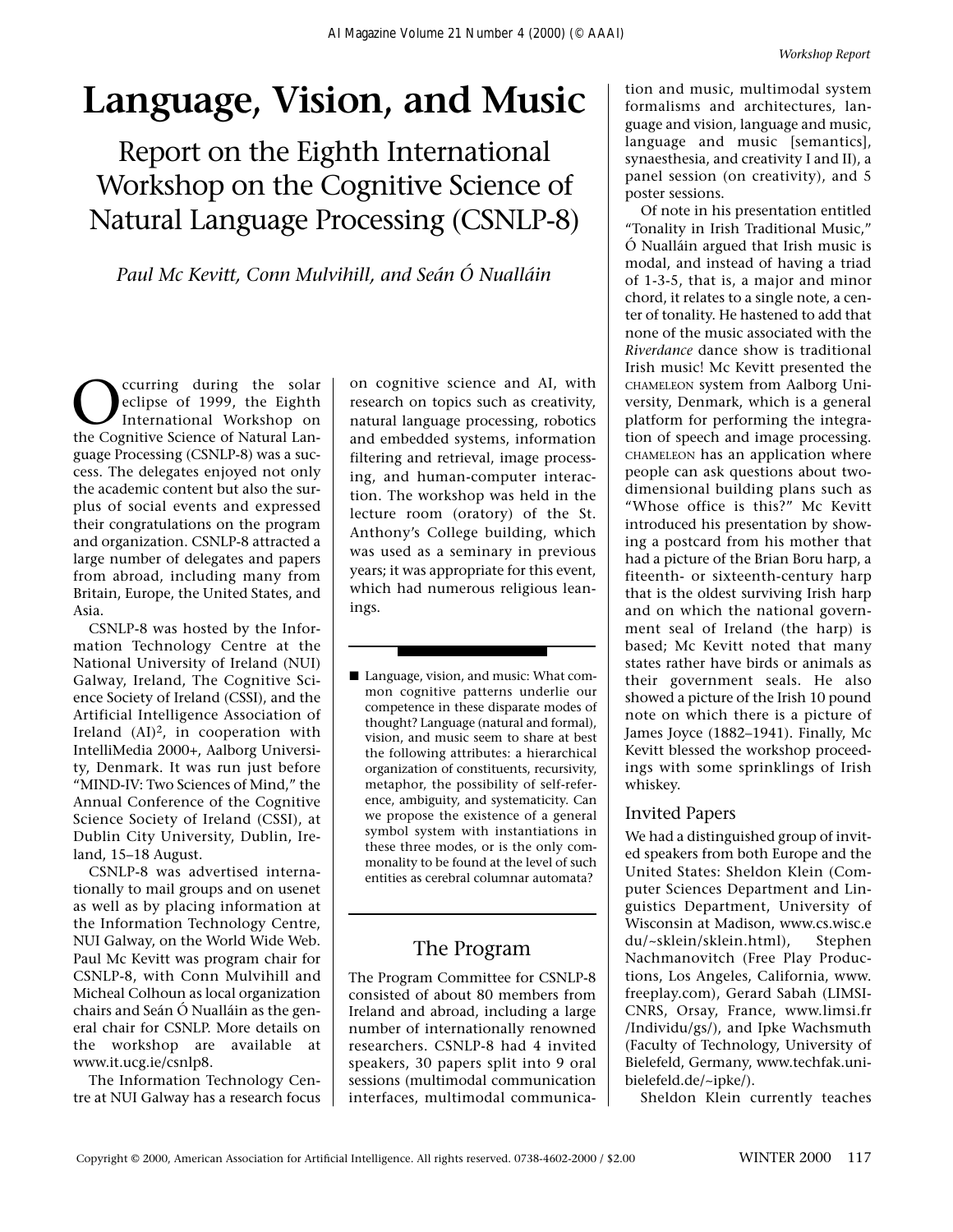# Language, Vision, and Music

## Report on the Eighth International Workshop on the Cognitive Science of Natural Language Processing (CSNLP-8)

*Paul Mc Kevitt, Conn Mulvihill, and Seán Ó Nualláin*

■ Language, vision, and music: What common cognitive patterns underlie our competence in these disparate modes of thought? Language (natural and formal), vision, and music seem to share at best the following attributes: a hierarchical organization of constituents, recursivity, metaphor, the possibility of self-reference, ambiguity, and systematicity. Can we propose the existence of a general symbol system with instantiations in these three modes, or is the only commonality to be found at the level of such entities as cerebral columnar automata?

Occurring during the solar eclipse of 1999, the Eighth International Workshop on the Cognitive Science of Natural Language Processing (CSNLP-8) was a success. The delegates enjoyed not only the academic content but also the surplus of social events and expressed their congratulations on the program and organization. CSNLP-8 attracted a large number of delegates and papers from abroad, including many from Britain, Europe, the United States, and Asia.

CSNLP-8 was hosted by the Information Technology Centre at the National University of Ireland (NUI) Galway, Ireland, The Cognitive Science Society of Ireland (CSSI), and the Artificial Intelligence Association of Ireland (AI)², in cooperation with IntelliMedia 2000+, Aalborg University, Denmark. It was run just before "MIND-IV: Two Sciences of Mind," the Annual Conference of the Cognitive Science Society of Ireland (CSSI), at Dublin City University, Dublin, Ireland, 15–18 August.

CSNLP-8 was advertised internationally to mail groups and on usenet as well as by placing information at the Information Technology Centre, NUI Galway, on the World Wide Web. Paul Mc Kevitt was program chair for CSNLP-8, with Conn Mulvihill and Micheal Colhoun as local organization chairs and Seán Ó Nualláin as the general chair for CSNLP. More details on the workshop are available at www.it.ucg.ie/csnlp8.

The Information Technology Centre at NUI Galway has a research focus on cognitive science and AI, with research on topics such as creativity, natural language processing, robotics and embedded systems, information filtering and retrieval, image processing, and human-computer interaction. The workshop was held in the lecture room (oratory) of the St. Anthony's College building, which was used as a seminary in previous years; it was appropriate for this event, which had numerous religious leanings.

## The Program

The Program Committee for CSNLP-8 consisted of about 80 members from Ireland and abroad, including a large number of internationally renowned researchers. CSNLP-8 had 4 invited speakers, 30 papers split into 9 oral sessions (multimodal communication interfaces, multimodal communication and music, multimodal system formalisms and architectures, language and vision, language and music, language and music [semantics], synaesthesia, and creativity I and II), a panel session (on creativity), and 5 poster sessions.

Of note in his presentation entitled "Tonality in Irish Traditional Music," Ó Nualláin argued that Irish music is modal, and instead of having a triad of 1-3-5, that is, a major and minor chord, it relates to a single note, a center of tonality. He hastened to add that none of the music associated with the *Riverdance* dance show is traditional Irish music! Mc Kevitt presented the CHAMELEON system from Aalborg University, Denmark, which is a general platform for performing the integration of speech and image processing. CHAMELEON has an application where people can ask questions about two-dimensional building plans such as "Whose office is this?" Mc Kevitt introduced his presentation by showing a postcard from his mother that had a picture of the Brian Boru harp, a fiteenth- or sixteenth-century harp that is the oldest surviving Irish harp and on which the national government seal of Ireland (the harp) is based; Mc Kevitt noted that many states rather have birds or animals as their government seals. He also showed a picture of the Irish 10 pound note on which there is a picture of James Joyce (1882–1941). Finally, Mc Kevitt blessed the workshop proceedings with some sprinklings of Irish whiskey.

### Invited Papers

We had a distinguished group of invited speakers from both Europe and the United States: Sheldon Klein (Computer Sciences Department and Linguistics Department, University of Wisconsin at Madison, www.cs.wisc.edu/~sklein/sklein.html), Stephen Nachmanovitch (Free Play Productions, Los Angeles, California, www.freeplay.com), Gerard Sabah (LIMSI-CNRS, Orsay, France, www.limsi.fr/Individu/gs/), and Ipke Wachsmuth (Faculty of Technology, University of Bielefeld, Germany, www.techfak.uni-bielefeld.de/~ipke/).

Sheldon Klein currently teaches

Copyright © 2000, American Association for Artificial Intelligence. All rights reserved. 0738-4602-2000 / $2.00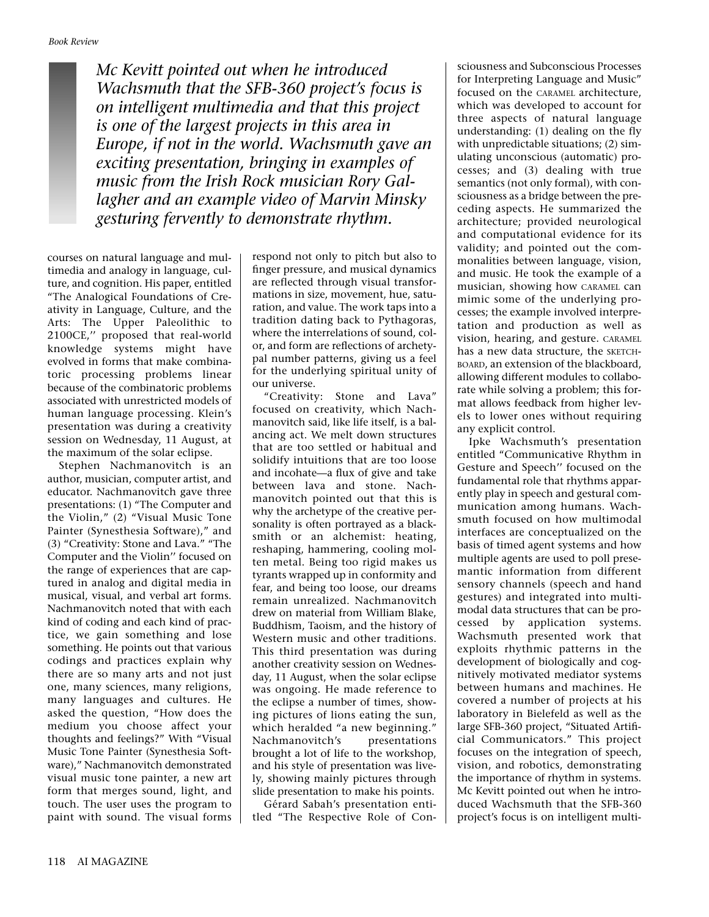*Mc Kevitt pointed out when he introduced Wachsmuth that the SFB-360 project's focus is on intelligent multimedia and that this project is one of the largest projects in this area in Europe, if not in the world. Wachsmuth gave an exciting presentation, bringing in examples of music from the Irish Rock musician Rory Gallagher and an example video of Marvin Minsky gesturing fervently to demonstrate rhythm.*

courses on natural language and multimedia and analogy in language, culture, and cognition. His paper, entitled "The Analogical Foundations of Creativity in Language, Culture, and the Arts: The Upper Paleolithic to 2100CE,'' proposed that real-world knowledge systems might have evolved in forms that make combinatoric processing problems linear because of the combinatoric problems associated with unrestricted models of human language processing. Klein's presentation was during a creativity session on Wednesday, 11 August, at the maximum of the solar eclipse.

Stephen Nachmanovitch is an author, musician, computer artist, and educator. Nachmanovitch gave three presentations: (1) "The Computer and the Violin," (2) "Visual Music Tone Painter (Synesthesia Software)," and (3) "Creativity: Stone and Lava." "The Computer and the Violin'' focused on the range of experiences that are captured in analog and digital media in musical, visual, and verbal art forms. Nachmanovitch noted that with each kind of coding and each kind of practice, we gain something and lose something. He points out that various codings and practices explain why there are so many arts and not just one, many sciences, many religions, many languages and cultures. He asked the question, "How does the medium you choose affect your thoughts and feelings?" With "Visual Music Tone Painter (Synesthesia Software)," Nachmanovitch demonstrated visual music tone painter, a new art form that merges sound, light, and touch. The user uses the program to paint with sound. The visual forms respond not only to pitch but also to finger pressure, and musical dynamics are reflected through visual transformations in size, movement, hue, saturation, and value. The work taps into a tradition dating back to Pythagoras, where the interrelations of sound, color, and form are reflections of archetypal number patterns, giving us a feel for the underlying spiritual unity of our universe.

"Creativity: Stone and Lava" focused on creativity, which Nachmanovitch said, like life itself, is a balancing act. We melt down structures that are too settled or habitual and solidify intuitions that are too loose and incohate—a flux of give and take between lava and stone. Nachmanovitch pointed out that this is why the archetype of the creative personality is often portrayed as a blacksmith or an alchemist: heating, reshaping, hammering, cooling molten metal. Being too rigid makes us tyrants wrapped up in conformity and fear, and being too loose, our dreams remain unrealized. Nachmanovitch drew on material from William Blake, Buddhism, Taoism, and the history of Western music and other traditions. This third presentation was during another creativity session on Wednesday, 11 August, when the solar eclipse was ongoing. He made reference to the eclipse a number of times, showing pictures of lions eating the sun, which heralded "a new beginning." Nachmanovitch's presentations brought a lot of life to the workshop, and his style of presentation was lively, showing mainly pictures through slide presentation to make his points.

Gérard Sabah's presentation entitled "The Respective Role of Consciousness and Subconscious Processes for Interpreting Language and Music" focused on the CARAMEL architecture, which was developed to account for three aspects of natural language understanding: (1) dealing on the fly with unpredictable situations; (2) simulating unconscious (automatic) processes; and (3) dealing with true semantics (not only formal), with consciousness as a bridge between the preceding aspects. He summarized the architecture; provided neurological and computational evidence for its validity; and pointed out the commonalities between language, vision, and music. He took the example of a musician, showing how CARAMEL can mimic some of the underlying processes; the example involved interpretation and production as well as vision, hearing, and gesture. CARAMEL has a new data structure, the SKETCHBOARD, an extension of the blackboard, allowing different modules to collaborate while solving a problem; this format allows feedback from higher levels to lower ones without requiring any explicit control.

Ipke Wachsmuth's presentation entitled "Communicative Rhythm in Gesture and Speech'' focused on the fundamental role that rhythms apparently play in speech and gestural communication among humans. Wachsmuth focused on how multimodal interfaces are conceptualized on the basis of timed agent systems and how multiple agents are used to poll presemantic information from different sensory channels (speech and hand gestures) and integrated into multimodal data structures that can be processed by application systems. Wachsmuth presented work that exploits rhythmic patterns in the development of biologically and cognitively motivated mediator systems between humans and machines. He covered a number of projects at his laboratory in Bielefeld as well as the large SFB-360 project, "Situated Artificial Communicators." This project focuses on the integration of speech, vision, and robotics, demonstrating the importance of rhythm in systems. Mc Kevitt pointed out when he introduced Wachsmuth that the SFB-360 project's focus is on intelligent multi-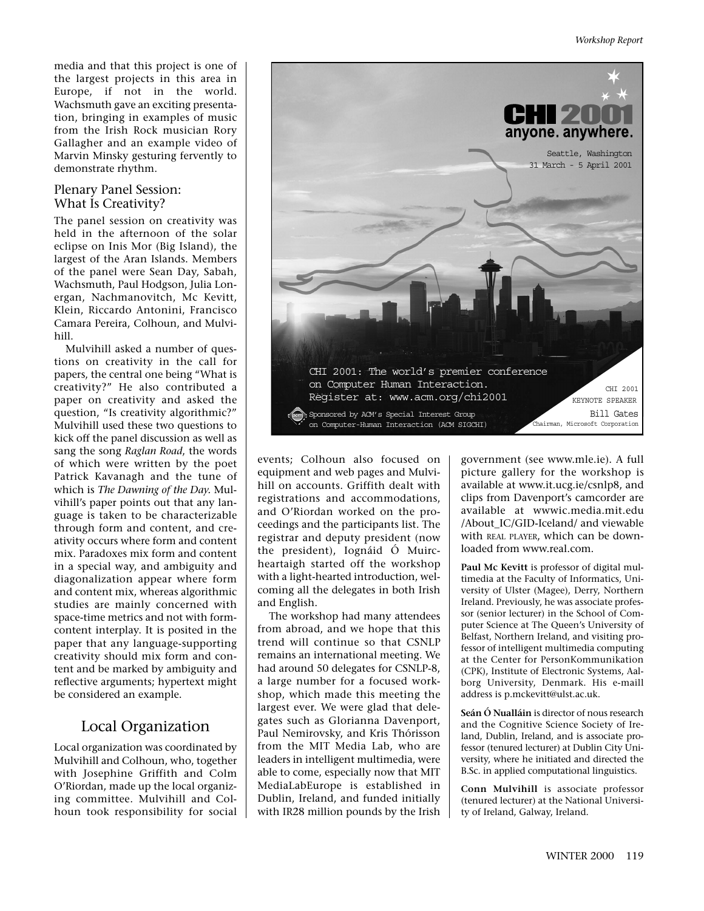media and that this project is one of the largest projects in this area in Europe, if not in the world. Wachsmuth gave an exciting presentation, bringing in examples of music from the Irish Rock musician Rory Gallagher and an example video of Marvin Minsky gesturing fervently to demonstrate rhythm.

### Plenary Panel Session: What Is Creativity?

The panel session on creativity was held in the afternoon of the solar eclipse on Inis Mor (Big Island), the largest of the Aran Islands. Members of the panel were Sean Day, Sabah, Wachsmuth, Paul Hodgson, Julia Lonergan, Nachmanovitch, Mc Kevitt, Klein, Riccardo Antonini, Francisco Camara Pereira, Colhoun, and Mulvihill.

Mulvihill asked a number of questions on creativity in the call for papers, the central one being "What is creativity?" He also contributed a paper on creativity and asked the question, "Is creativity algorithmic?" Mulvihill used these two questions to kick off the panel discussion as well as sang the song *Raglan Road*, the words of which were written by the poet Patrick Kavanagh and the tune of which is *The Dawning of the Day.* Mulvihill's paper points out that any language is taken to be characterizable through form and content, and creativity occurs where form and content mix. Paradoxes mix form and content in a special way, and ambiguity and diagonalization appear where form and content mix, whereas algorithmic studies are mainly concerned with space-time metrics and not with form-content interplay. It is posited in the paper that any language-supporting creativity should mix form and content and be marked by ambiguity and reflective arguments; hypertext might be considered an example.

## Local Organization

Local organization was coordinated by Mulvihill and Colhoun, who, together with Josephine Griffith and Colm O'Riordan, made up the local organizing committee. Mulvihill and Colhoun took responsibility for social events; Colhoun also focused on equipment and web pages and Mulvihill on accounts. Griffith dealt with registrations and accommodations, and O'Riordan worked on the proceedings and the participants list. The registrar and deputy president (now the president), Iognáid Ó Muircheartaigh started off the workshop with a light-hearted introduction, welcoming all the delegates in both Irish and English.

The workshop had many attendees from abroad, and we hope that this trend will continue so that CSNLP remains an international meeting. We had around 50 delegates for CSNLP-8, a large number for a focused workshop, which made this meeting the largest ever. We were glad that delegates such as Glorianna Davenport, Paul Nemirovsky, and Kris Thórisson from the MIT Media Lab, who are leaders in intelligent multimedia, were able to come, especially now that MIT MediaLabEurope is established in Dublin, Ireland, and funded initially with IR28 million pounds by the Irish government (see www.mle.ie). A full picture gallery for the workshop is available at www.it.ucg.ie/csnlp8, and clips from Davenport's camcorder are available at wwwic.media.mit.edu /About_IC/GID-Iceland/ and viewable with REAL PLAYER, which can be downloaded from www.real.com.

**Paul Mc Kevitt** is professor of digital multimedia at the Faculty of Informatics, University of Ulster (Magee), Derry, Northern Ireland. Previously, he was associate professor (senior lecturer) in the School of Computer Science at The Queen's University of Belfast, Northern Ireland, and visiting professor of intelligent multimedia computing at the Center for PersonKommunikation (CPK), Institute of Electronic Systems, Aalborg University, Denmark. His e-maill address is p.mckevitt@ulst.ac.uk.

**Seán Ó Nualláin** is director of nous research and the Cognitive Science Society of Ireland, Dublin, Ireland, and is associate professor (tenured lecturer) at Dublin City University, where he initiated and directed the B.Sc. in applied computational linguistics.

**Conn Mulvihill** is associate professor (tenured lecturer) at the National University of Ireland, Galway, Ireland.

CHI 2001 anyone. anywhere.
Seattle, Washington
31 March - 5 April 2001

CHI 2001: The world's premier conference on Computer Human Interaction.
Register at: www.acm.org/chi2001

Sponsored by ACM's Special Interest Group on Computer-Human Interaction (ACM SIGCHI)

CHI 2001 KEYNOTE SPEAKER
Bill Gates
Chairman, Microsoft Corporation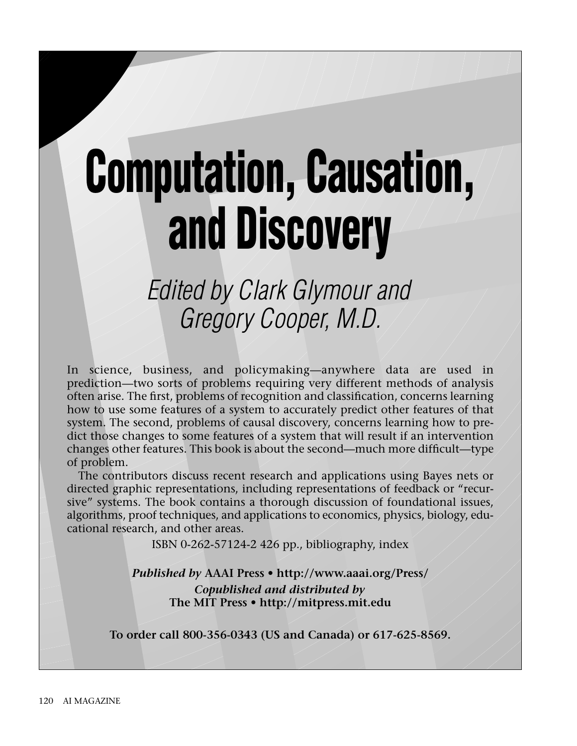# Computation, Causation, and Discovery

## *Edited by Clark Glymour and Gregory Cooper, M.D.*

In science, business, and policymaking—anywhere data are used in prediction—two sorts of problems requiring very different methods of analysis often arise. The first, problems of recognition and classification, concerns learning how to use some features of a system to accurately predict other features of that system. The second, problems of causal discovery, concerns learning how to predict those changes to some features of a system that will result if an intervention changes other features. This book is about the second—much more difficult—type of problem.

The contributors discuss recent research and applications using Bayes nets or directed graphic representations, including representations of feedback or "recursive" systems. The book contains a thorough discussion of foundational issues, algorithms, proof techniques, and applications to economics, physics, biology, educational research, and other areas.

ISBN 0-262-57124-2 426 pp., bibliography, index

***Published by* AAAI Press • http://www.aaai.org/Press/**
***Copublished and distributed by***
**The MIT Press • http://mitpress.mit.edu**

**To order call 800-356-0343 (US and Canada) or 617-625-8569.**